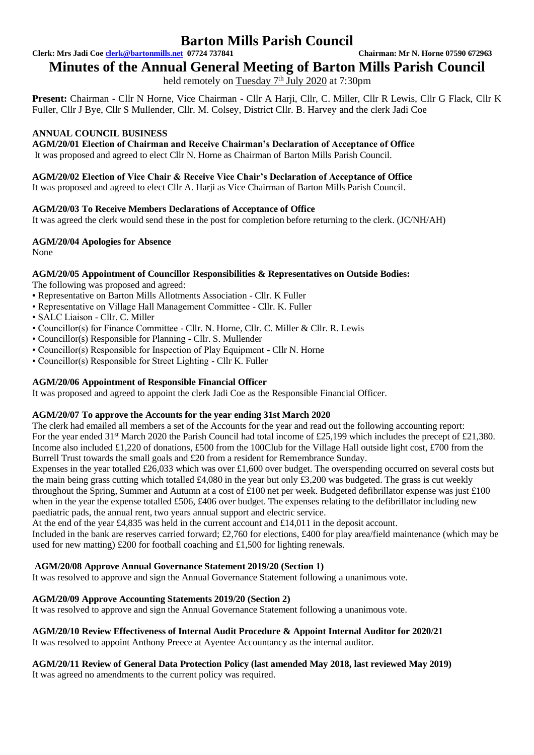# Barton Mills Parish Council

**Clerk: Mrs Jadi Coe clerk@bartonmills.net 07724 737841** **Chairman: Mr N. Horne 07590 672963**

## Minutes of the Annual General Meeting of Barton Mills Parish Council

held remotely on Tuesday 7th July 2020 at 7:30pm

**Present:** Chairman - Cllr N Horne, Vice Chairman - Cllr A Harji, Cllr, C. Miller, Cllr R Lewis, Cllr G Flack, Cllr K Fuller, Cllr J Bye, Cllr S Mullender, Cllr. M. Colsey, District Cllr. B. Harvey and the clerk Jadi Coe

### ANNUAL COUNCIL BUSINESS

**AGM/20/01 Election of Chairman and Receive Chairman's Declaration of Acceptance of Office**

It was proposed and agreed to elect Cllr N. Horne as Chairman of Barton Mills Parish Council.

**AGM/20/02 Election of Vice Chair & Receive Vice Chair's Declaration of Acceptance of Office**

It was proposed and agreed to elect Cllr A. Harji as Vice Chairman of Barton Mills Parish Council.

**AGM/20/03 To Receive Members Declarations of Acceptance of Office**

It was agreed the clerk would send these in the post for completion before returning to the clerk. (JC/NH/AH)

**AGM/20/04 Apologies for Absence**

None

**AGM/20/05 Appointment of Councillor Responsibilities & Representatives on Outside Bodies:**

The following was proposed and agreed:

- Representative on Barton Mills Allotments Association - Cllr. K Fuller
- Representative on Village Hall Management Committee - Cllr. K. Fuller
- SALC Liaison - Cllr. C. Miller
- Councillor(s) for Finance Committee - Cllr. N. Horne, Cllr. C. Miller & Cllr. R. Lewis
- Councillor(s) Responsible for Planning - Cllr. S. Mullender
- Councillor(s) Responsible for Inspection of Play Equipment - Cllr N. Horne
- Councillor(s) Responsible for Street Lighting - Cllr K. Fuller

**AGM/20/06 Appointment of Responsible Financial Officer**

It was proposed and agreed to appoint the clerk Jadi Coe as the Responsible Financial Officer.

**AGM/20/07 To approve the Accounts for the year ending 31st March 2020**

The clerk had emailed all members a set of the Accounts for the year and read out the following accounting report:
For the year ended 31st March 2020 the Parish Council had total income of £25,199 which includes the precept of £21,380. Income also included £1,220 of donations, £500 from the 100Club for the Village Hall outside light cost, £700 from the Burrell Trust towards the small goals and £20 from a resident for Remembrance Sunday.

Expenses in the year totalled £26,033 which was over £1,600 over budget. The overspending occurred on several costs but the main being grass cutting which totalled £4,080 in the year but only £3,200 was budgeted. The grass is cut weekly throughout the Spring, Summer and Autumn at a cost of £100 net per week. Budgeted defibrillator expense was just £100 when in the year the expense totalled £506, £406 over budget. The expenses relating to the defibrillator including new paediatric pads, the annual rent, two years annual support and electric service.

At the end of the year £4,835 was held in the current account and £14,011 in the deposit account.

Included in the bank are reserves carried forward; £2,760 for elections, £400 for play area/field maintenance (which may be used for new matting) £200 for football coaching and £1,500 for lighting renewals.

**AGM/20/08 Approve Annual Governance Statement 2019/20 (Section 1)**

It was resolved to approve and sign the Annual Governance Statement following a unanimous vote.

**AGM/20/09 Approve Accounting Statements 2019/20 (Section 2)**

It was resolved to approve and sign the Annual Governance Statement following a unanimous vote.

**AGM/20/10 Review Effectiveness of Internal Audit Procedure & Appoint Internal Auditor for 2020/21**

It was resolved to appoint Anthony Preece at Ayentee Accountancy as the internal auditor.

**AGM/20/11 Review of General Data Protection Policy (last amended May 2018, last reviewed May 2019)**

It was agreed no amendments to the current policy was required.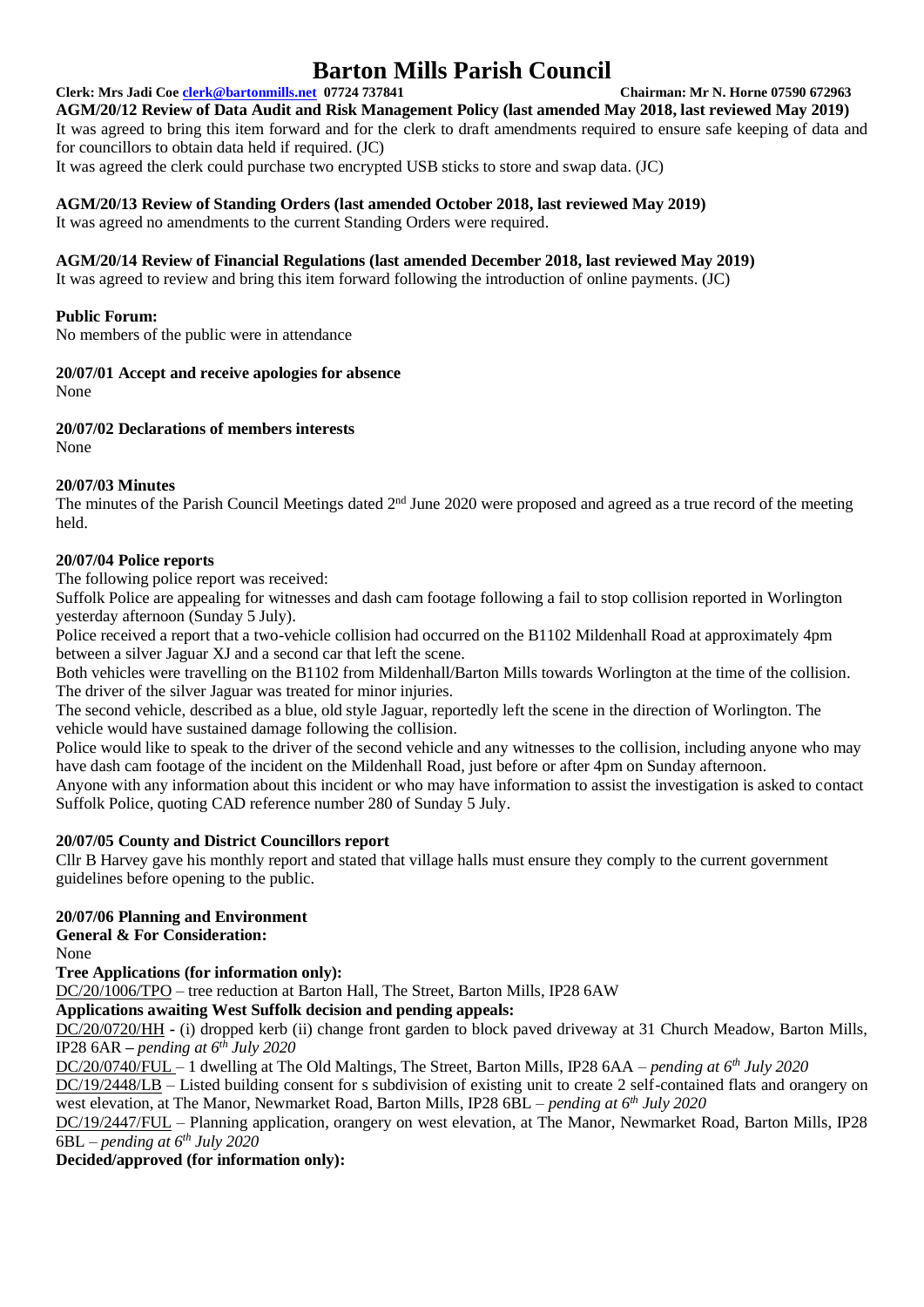**AGM/20/12 Review of Data Audit and Risk Management Policy (last amended May 2018, last reviewed May 2019)**

It was agreed to bring this item forward and for the clerk to draft amendments required to ensure safe keeping of data and for councillors to obtain data held if required. (JC)

It was agreed the clerk could purchase two encrypted USB sticks to store and swap data. (JC)

**AGM/20/13 Review of Standing Orders (last amended October 2018, last reviewed May 2019)**

It was agreed no amendments to the current Standing Orders were required.

**AGM/20/14 Review of Financial Regulations (last amended December 2018, last reviewed May 2019)**

It was agreed to review and bring this item forward following the introduction of online payments. (JC)

**Public Forum:**

No members of the public were in attendance

**20/07/01 Accept and receive apologies for absence**

None

**20/07/02 Declarations of members interests**

None

**20/07/03 Minutes**

The minutes of the Parish Council Meetings dated 2nd June 2020 were proposed and agreed as a true record of the meeting held.

**20/07/04 Police reports**

The following police report was received:

Suffolk Police are appealing for witnesses and dash cam footage following a fail to stop collision reported in Worlington yesterday afternoon (Sunday 5 July).

Police received a report that a two-vehicle collision had occurred on the B1102 Mildenhall Road at approximately 4pm between a silver Jaguar XJ and a second car that left the scene.

Both vehicles were travelling on the B1102 from Mildenhall/Barton Mills towards Worlington at the time of the collision. The driver of the silver Jaguar was treated for minor injuries.

The second vehicle, described as a blue, old style Jaguar, reportedly left the scene in the direction of Worlington. The vehicle would have sustained damage following the collision.

Police would like to speak to the driver of the second vehicle and any witnesses to the collision, including anyone who may have dash cam footage of the incident on the Mildenhall Road, just before or after 4pm on Sunday afternoon.

Anyone with any information about this incident or who may have information to assist the investigation is asked to contact Suffolk Police, quoting CAD reference number 280 of Sunday 5 July.

**20/07/05 County and District Councillors report**

Cllr B Harvey gave his monthly report and stated that village halls must ensure they comply to the current government guidelines before opening to the public.

**20/07/06 Planning and Environment**

**General & For Consideration:**

None

**Tree Applications (for information only):**

DC/20/1006/TPO – tree reduction at Barton Hall, The Street, Barton Mills, IP28 6AW

**Applications awaiting West Suffolk decision and pending appeals:**

DC/20/0720/HH - (i) dropped kerb (ii) change front garden to block paved driveway at 31 Church Meadow, Barton Mills, IP28 6AR – *pending at 6th July 2020*

DC/20/0740/FUL – 1 dwelling at The Old Maltings, The Street, Barton Mills, IP28 6AA – *pending at 6th July 2020*

DC/19/2448/LB – Listed building consent for s subdivision of existing unit to create 2 self-contained flats and orangery on west elevation, at The Manor, Newmarket Road, Barton Mills, IP28 6BL – *pending at 6th July 2020*

DC/19/2447/FUL – Planning application, orangery on west elevation, at The Manor, Newmarket Road, Barton Mills, IP28 6BL – *pending at 6th July 2020*

**Decided/approved (for information only):**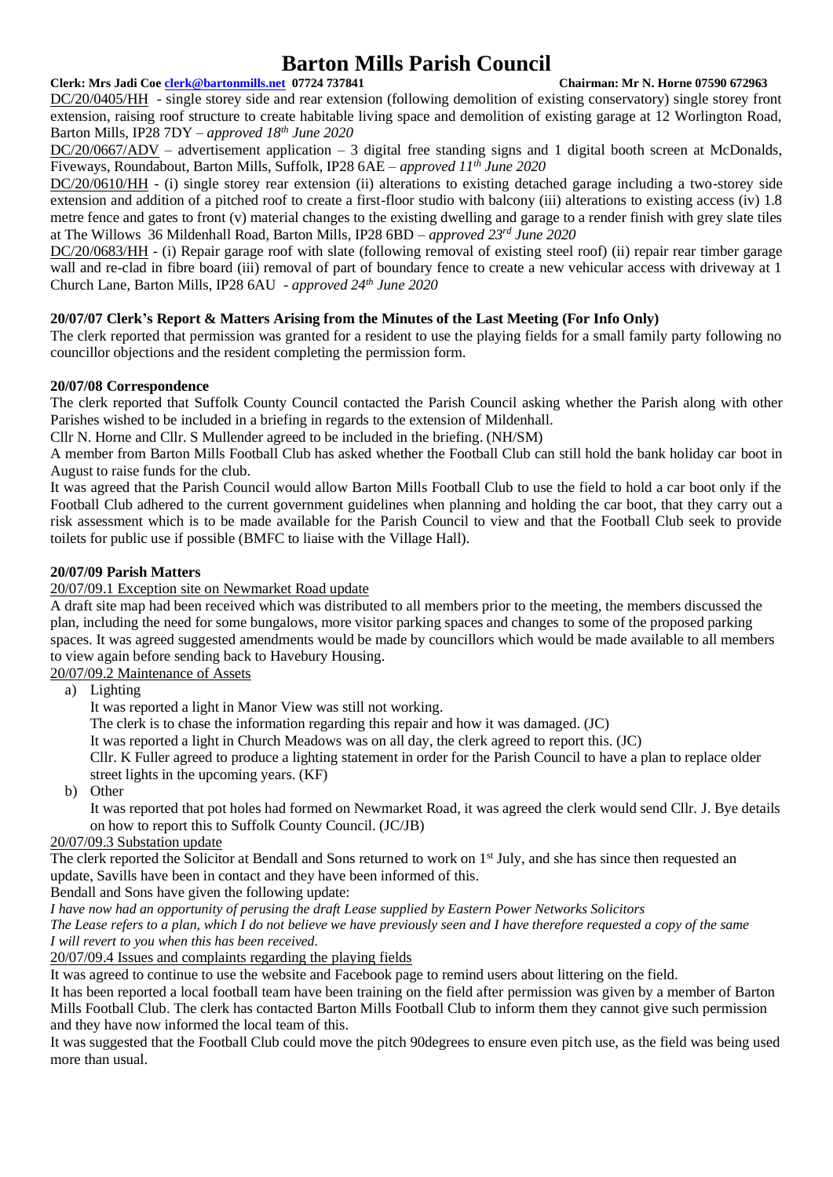DC/20/0405/HH - single storey side and rear extension (following demolition of existing conservatory) single storey front extension, raising roof structure to create habitable living space and demolition of existing garage at 12 Worlington Road, Barton Mills, IP28 7DY – *approved 18th June 2020*

DC/20/0667/ADV – advertisement application – 3 digital free standing signs and 1 digital booth screen at McDonalds, Fiveways, Roundabout, Barton Mills, Suffolk, IP28 6AE – *approved 11th June 2020*

DC/20/0610/HH - (i) single storey rear extension (ii) alterations to existing detached garage including a two-storey side extension and addition of a pitched roof to create a first-floor studio with balcony (iii) alterations to existing access (iv) 1.8 metre fence and gates to front (v) material changes to the existing dwelling and garage to a render finish with grey slate tiles at The Willows 36 Mildenhall Road, Barton Mills, IP28 6BD – *approved 23rd June 2020*

DC/20/0683/HH - (i) Repair garage roof with slate (following removal of existing steel roof) (ii) repair rear timber garage wall and re-clad in fibre board (iii) removal of part of boundary fence to create a new vehicular access with driveway at 1 Church Lane, Barton Mills, IP28 6AU - *approved 24th June 2020*

**20/07/07 Clerk's Report & Matters Arising from the Minutes of the Last Meeting (For Info Only)**

The clerk reported that permission was granted for a resident to use the playing fields for a small family party following no councillor objections and the resident completing the permission form.

**20/07/08 Correspondence**

The clerk reported that Suffolk County Council contacted the Parish Council asking whether the Parish along with other Parishes wished to be included in a briefing in regards to the extension of Mildenhall.

Cllr N. Horne and Cllr. S Mullender agreed to be included in the briefing. (NH/SM)

A member from Barton Mills Football Club has asked whether the Football Club can still hold the bank holiday car boot in August to raise funds for the club.

It was agreed that the Parish Council would allow Barton Mills Football Club to use the field to hold a car boot only if the Football Club adhered to the current government guidelines when planning and holding the car boot, that they carry out a risk assessment which is to be made available for the Parish Council to view and that the Football Club seek to provide toilets for public use if possible (BMFC to liaise with the Village Hall).

**20/07/09 Parish Matters**

20/07/09.1 Exception site on Newmarket Road update

A draft site map had been received which was distributed to all members prior to the meeting, the members discussed the plan, including the need for some bungalows, more visitor parking spaces and changes to some of the proposed parking spaces. It was agreed suggested amendments would be made by councillors which would be made available to all members to view again before sending back to Havebury Housing.

20/07/09.2 Maintenance of Assets

a) Lighting

   It was reported a light in Manor View was still not working.

   The clerk is to chase the information regarding this repair and how it was damaged. (JC)

   It was reported a light in Church Meadows was on all day, the clerk agreed to report this. (JC)

   Cllr. K Fuller agreed to produce a lighting statement in order for the Parish Council to have a plan to replace older street lights in the upcoming years. (KF)

b) Other

   It was reported that pot holes had formed on Newmarket Road, it was agreed the clerk would send Cllr. J. Bye details on how to report this to Suffolk County Council. (JC/JB)

20/07/09.3 Substation update

The clerk reported the Solicitor at Bendall and Sons returned to work on 1st July, and she has since then requested an update, Savills have been in contact and they have been informed of this.

Bendall and Sons have given the following update:

*I have now had an opportunity of perusing the draft Lease supplied by Eastern Power Networks Solicitors*

*The Lease refers to a plan, which I do not believe we have previously seen and I have therefore requested a copy of the same I will revert to you when this has been received.*

20/07/09.4 Issues and complaints regarding the playing fields

It was agreed to continue to use the website and Facebook page to remind users about littering on the field.

It has been reported a local football team have been training on the field after permission was given by a member of Barton Mills Football Club. The clerk has contacted Barton Mills Football Club to inform them they cannot give such permission and they have now informed the local team of this.

It was suggested that the Football Club could move the pitch 90degrees to ensure even pitch use, as the field was being used more than usual.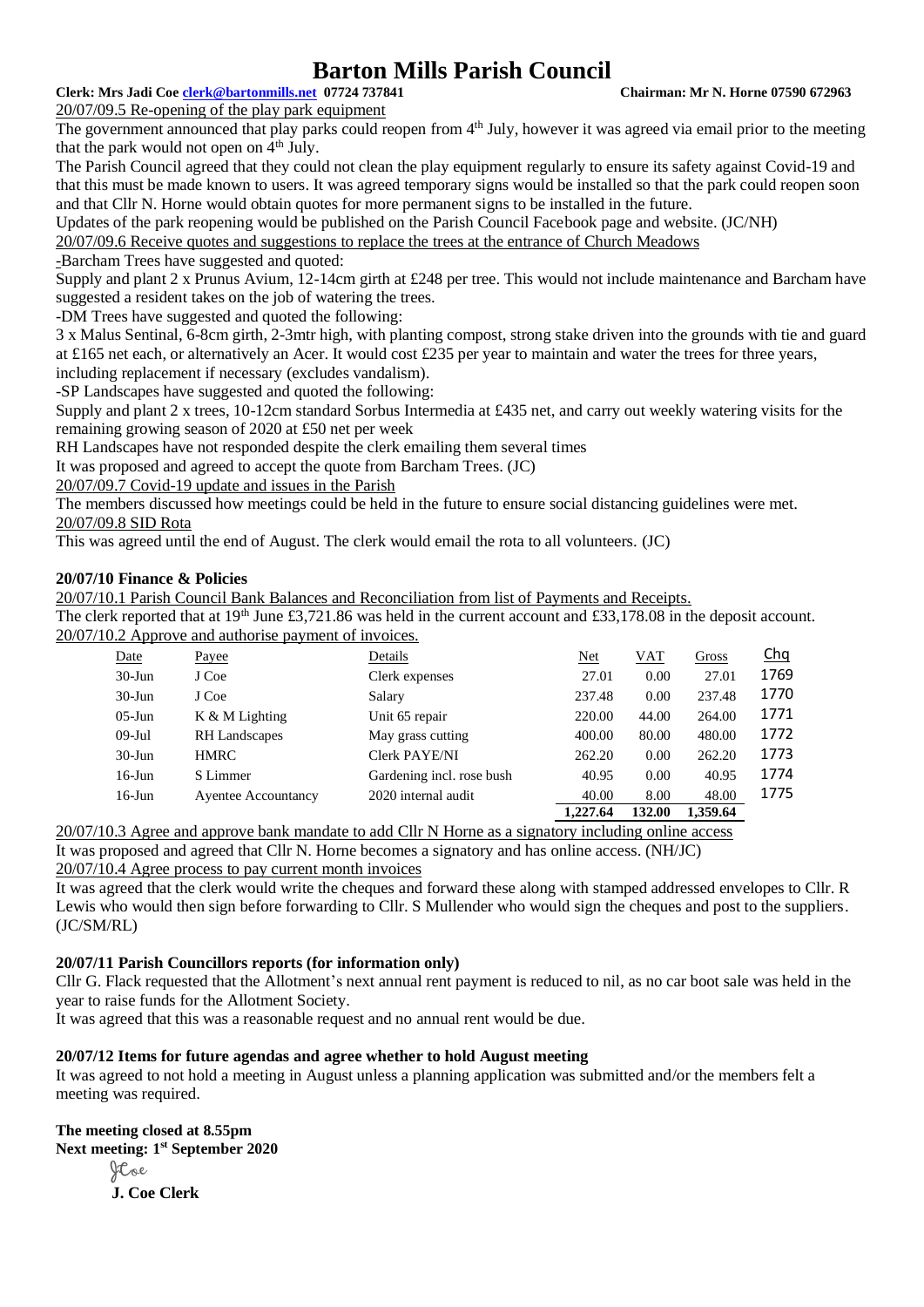# Barton Mills Parish Council

**Clerk: Mrs Jadi Coe clerk@bartonmills.net 07724 737841 Chairman: Mr N. Horne 07590 672963**

20/07/09.5 Re-opening of the play park equipment

The government announced that play parks could reopen from 4th July, however it was agreed via email prior to the meeting that the park would not open on 4th July.

The Parish Council agreed that they could not clean the play equipment regularly to ensure its safety against Covid-19 and that this must be made known to users. It was agreed temporary signs would be installed so that the park could reopen soon and that Cllr N. Horne would obtain quotes for more permanent signs to be installed in the future.

Updates of the park reopening would be published on the Parish Council Facebook page and website. (JC/NH)

20/07/09.6 Receive quotes and suggestions to replace the trees at the entrance of Church Meadows

-Barcham Trees have suggested and quoted:

Supply and plant 2 x Prunus Avium, 12-14cm girth at £248 per tree. This would not include maintenance and Barcham have suggested a resident takes on the job of watering the trees.

-DM Trees have suggested and quoted the following:

3 x Malus Sentinal, 6-8cm girth, 2-3mtr high, with planting compost, strong stake driven into the grounds with tie and guard at £165 net each, or alternatively an Acer. It would cost £235 per year to maintain and water the trees for three years, including replacement if necessary (excludes vandalism).

-SP Landscapes have suggested and quoted the following:

Supply and plant 2 x trees, 10-12cm standard Sorbus Intermedia at £435 net, and carry out weekly watering visits for the remaining growing season of 2020 at £50 net per week

RH Landscapes have not responded despite the clerk emailing them several times

It was proposed and agreed to accept the quote from Barcham Trees. (JC)

20/07/09.7 Covid-19 update and issues in the Parish

The members discussed how meetings could be held in the future to ensure social distancing guidelines were met.

20/07/09.8 SID Rota

This was agreed until the end of August. The clerk would email the rota to all volunteers. (JC)

## 20/07/10 Finance & Policies

20/07/10.1 Parish Council Bank Balances and Reconciliation from list of Payments and Receipts.

The clerk reported that at 19th June £3,721.86 was held in the current account and £33,178.08 in the deposit account.

20/07/10.2 Approve and authorise payment of invoices.

| Date | Payee | Details | Net | VAT | Gross | Chq |
|---|---|---|---|---|---|---|
| 30-Jun | J Coe | Clerk expenses | 27.01 | 0.00 | 27.01 | 1769 |
| 30-Jun | J Coe | Salary | 237.48 | 0.00 | 237.48 | 1770 |
| 05-Jun | K & M Lighting | Unit 65 repair | 220.00 | 44.00 | 264.00 | 1771 |
| 09-Jul | RH Landscapes | May grass cutting | 400.00 | 80.00 | 480.00 | 1772 |
| 30-Jun | HMRC | Clerk PAYE/NI | 262.20 | 0.00 | 262.20 | 1773 |
| 16-Jun | S Limmer | Gardening incl. rose bush | 40.95 | 0.00 | 40.95 | 1774 |
| 16-Jun | Ayentee Accountancy | 2020 internal audit | 40.00 | 8.00 | 48.00 | 1775 |
| | | | **1,227.64** | **132.00** | **1,359.64** | |

20/07/10.3 Agree and approve bank mandate to add Cllr N Horne as a signatory including online access

It was proposed and agreed that Cllr N. Horne becomes a signatory and has online access. (NH/JC)

20/07/10.4 Agree process to pay current month invoices

It was agreed that the clerk would write the cheques and forward these along with stamped addressed envelopes to Cllr. R Lewis who would then sign before forwarding to Cllr. S Mullender who would sign the cheques and post to the suppliers. (JC/SM/RL)

## 20/07/11 Parish Councillors reports (for information only)

Cllr G. Flack requested that the Allotment's next annual rent payment is reduced to nil, as no car boot sale was held in the year to raise funds for the Allotment Society.

It was agreed that this was a reasonable request and no annual rent would be due.

## 20/07/12 Items for future agendas and agree whether to hold August meeting

It was agreed to not hold a meeting in August unless a planning application was submitted and/or the members felt a meeting was required.

**The meeting closed at 8.55pm**
**Next meeting: 1st September 2020**

JCoe
**J. Coe Clerk**